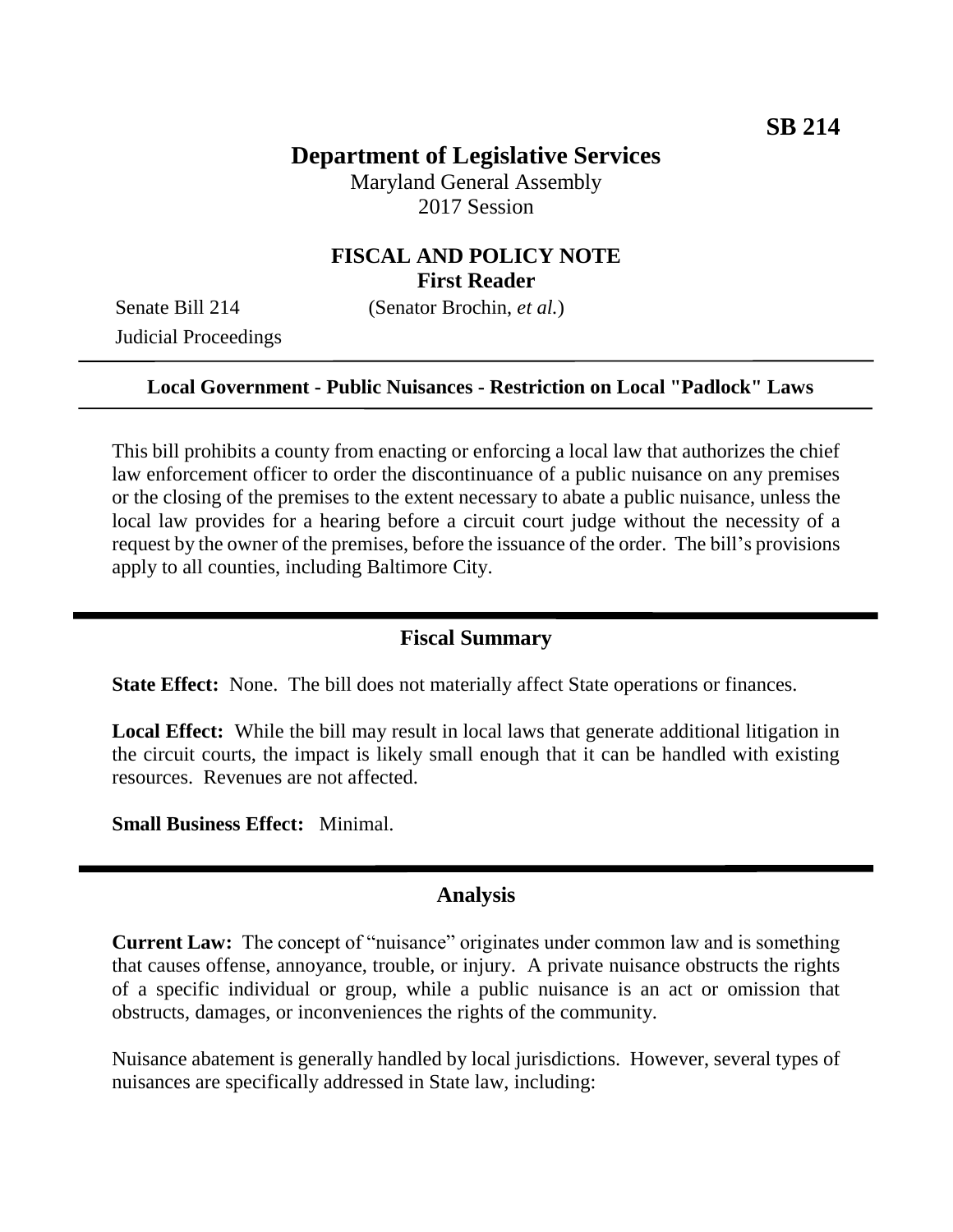**SB 214**

# Department of Legislative Services

Maryland General Assembly
2017 Session

## FISCAL AND POLICY NOTE
**First Reader**

Senate Bill 214 (Senator Brochin, *et al.*)
Judicial Proceedings

---

**Local Government - Public Nuisances - Restriction on Local "Padlock" Laws**

---

This bill prohibits a county from enacting or enforcing a local law that authorizes the chief law enforcement officer to order the discontinuance of a public nuisance on any premises or the closing of the premises to the extent necessary to abate a public nuisance, unless the local law provides for a hearing before a circuit court judge without the necessity of a request by the owner of the premises, before the issuance of the order. The bill's provisions apply to all counties, including Baltimore City.

---

## Fiscal Summary

**State Effect:** None. The bill does not materially affect State operations or finances.

**Local Effect:** While the bill may result in local laws that generate additional litigation in the circuit courts, the impact is likely small enough that it can be handled with existing resources. Revenues are not affected.

**Small Business Effect:** Minimal.

---

## Analysis

**Current Law:** The concept of "nuisance" originates under common law and is something that causes offense, annoyance, trouble, or injury. A private nuisance obstructs the rights of a specific individual or group, while a public nuisance is an act or omission that obstructs, damages, or inconveniences the rights of the community.

Nuisance abatement is generally handled by local jurisdictions. However, several types of nuisances are specifically addressed in State law, including: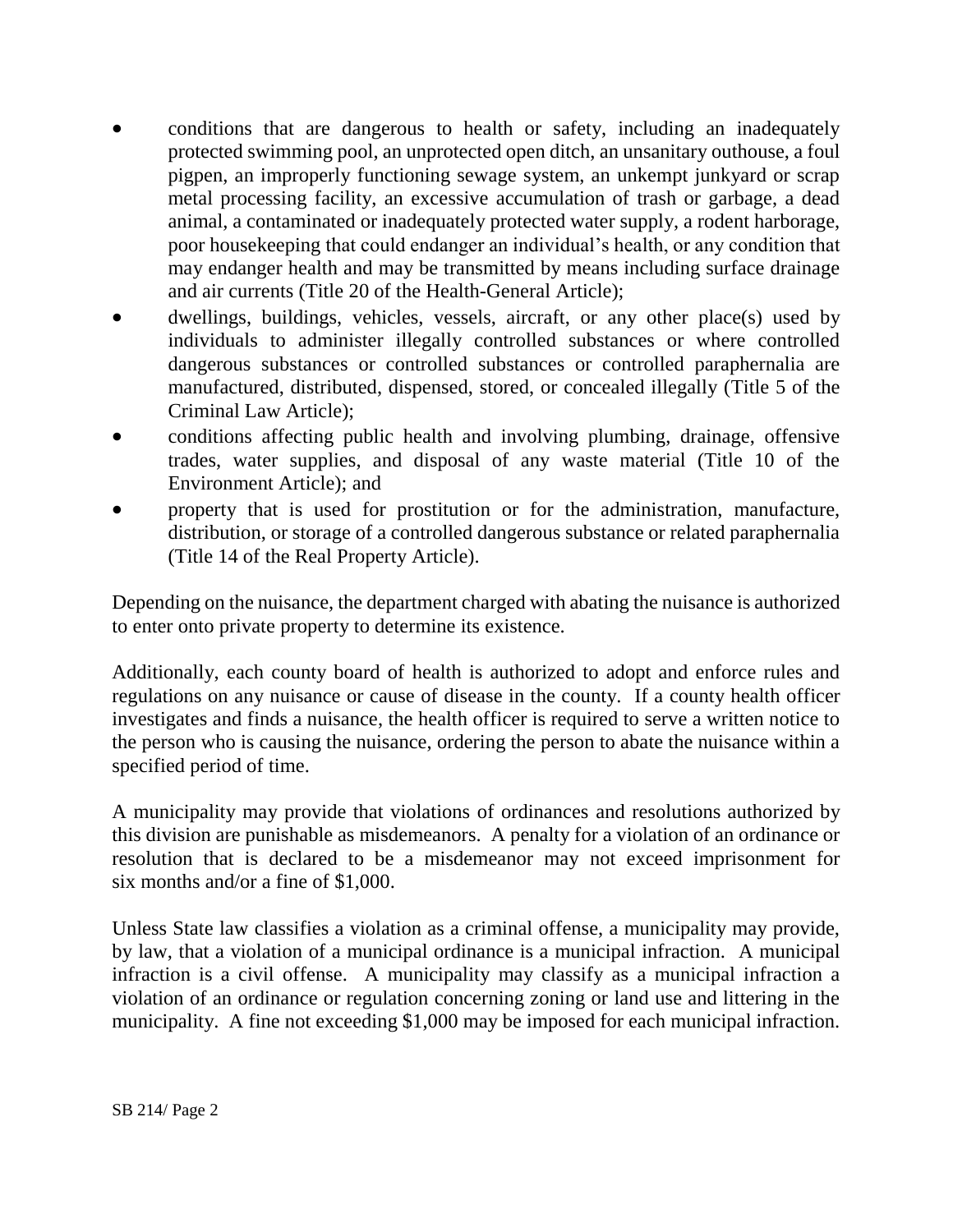- conditions that are dangerous to health or safety, including an inadequately protected swimming pool, an unprotected open ditch, an unsanitary outhouse, a foul pigpen, an improperly functioning sewage system, an unkempt junkyard or scrap metal processing facility, an excessive accumulation of trash or garbage, a dead animal, a contaminated or inadequately protected water supply, a rodent harborage, poor housekeeping that could endanger an individual's health, or any condition that may endanger health and may be transmitted by means including surface drainage and air currents (Title 20 of the Health-General Article);
- dwellings, buildings, vehicles, vessels, aircraft, or any other place(s) used by individuals to administer illegally controlled substances or where controlled dangerous substances or controlled substances or controlled paraphernalia are manufactured, distributed, dispensed, stored, or concealed illegally (Title 5 of the Criminal Law Article);
- conditions affecting public health and involving plumbing, drainage, offensive trades, water supplies, and disposal of any waste material (Title 10 of the Environment Article); and
- property that is used for prostitution or for the administration, manufacture, distribution, or storage of a controlled dangerous substance or related paraphernalia (Title 14 of the Real Property Article).

Depending on the nuisance, the department charged with abating the nuisance is authorized to enter onto private property to determine its existence.

Additionally, each county board of health is authorized to adopt and enforce rules and regulations on any nuisance or cause of disease in the county. If a county health officer investigates and finds a nuisance, the health officer is required to serve a written notice to the person who is causing the nuisance, ordering the person to abate the nuisance within a specified period of time.

A municipality may provide that violations of ordinances and resolutions authorized by this division are punishable as misdemeanors. A penalty for a violation of an ordinance or resolution that is declared to be a misdemeanor may not exceed imprisonment for six months and/or a fine of $1,000.

Unless State law classifies a violation as a criminal offense, a municipality may provide, by law, that a violation of a municipal ordinance is a municipal infraction. A municipal infraction is a civil offense. A municipality may classify as a municipal infraction a violation of an ordinance or regulation concerning zoning or land use and littering in the municipality. A fine not exceeding $1,000 may be imposed for each municipal infraction.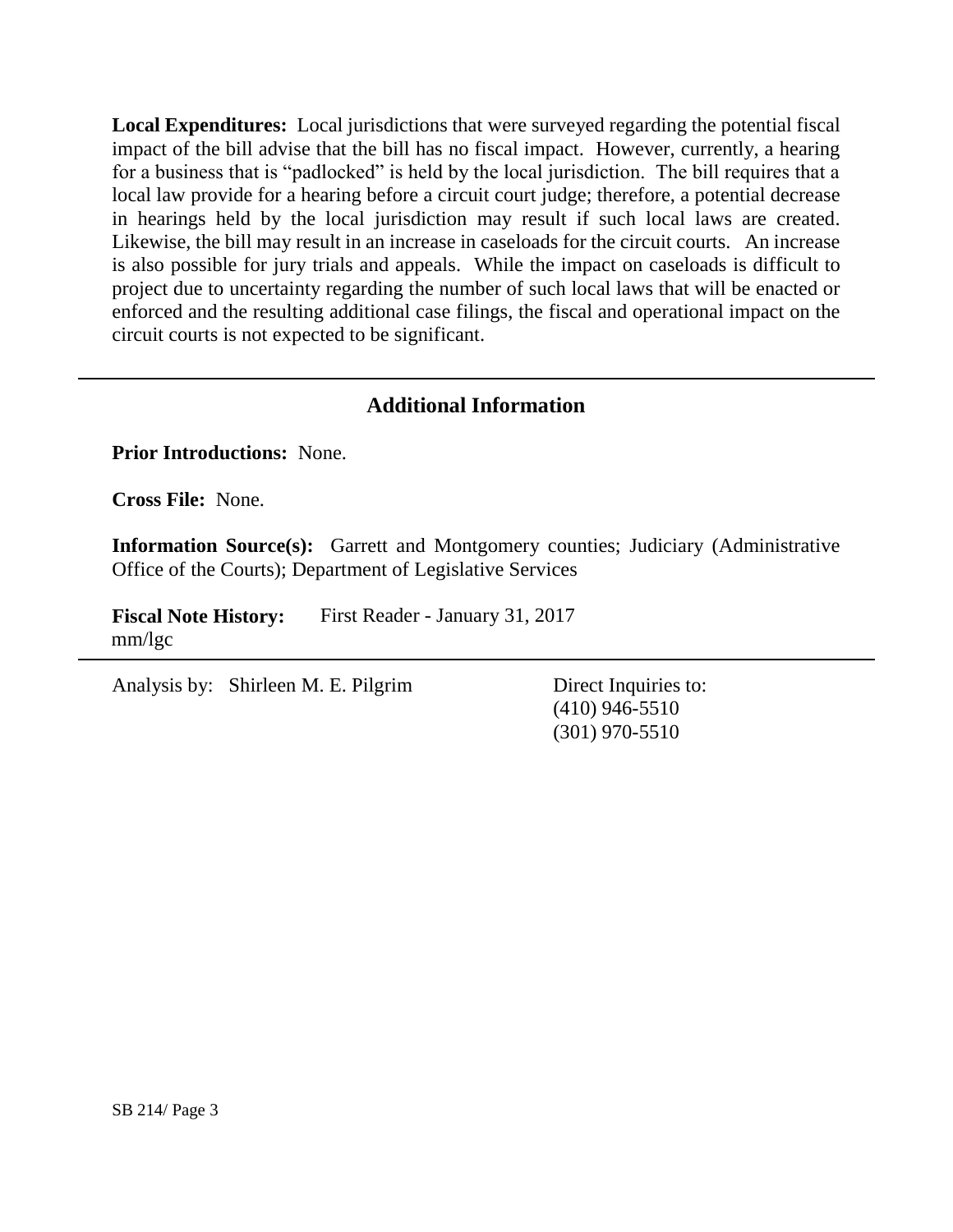**Local Expenditures:** Local jurisdictions that were surveyed regarding the potential fiscal impact of the bill advise that the bill has no fiscal impact. However, currently, a hearing for a business that is "padlocked" is held by the local jurisdiction. The bill requires that a local law provide for a hearing before a circuit court judge; therefore, a potential decrease in hearings held by the local jurisdiction may result if such local laws are created. Likewise, the bill may result in an increase in caseloads for the circuit courts. An increase is also possible for jury trials and appeals. While the impact on caseloads is difficult to project due to uncertainty regarding the number of such local laws that will be enacted or enforced and the resulting additional case filings, the fiscal and operational impact on the circuit courts is not expected to be significant.

## Additional Information

**Prior Introductions:** None.

**Cross File:** None.

**Information Source(s):** Garrett and Montgomery counties; Judiciary (Administrative Office of the Courts); Department of Legislative Services

**Fiscal Note History:** First Reader - January 31, 2017
mm/lgc

Analysis by: Shirleen M. E. Pilgrim

Direct Inquiries to:
(410) 946-5510
(301) 970-5510